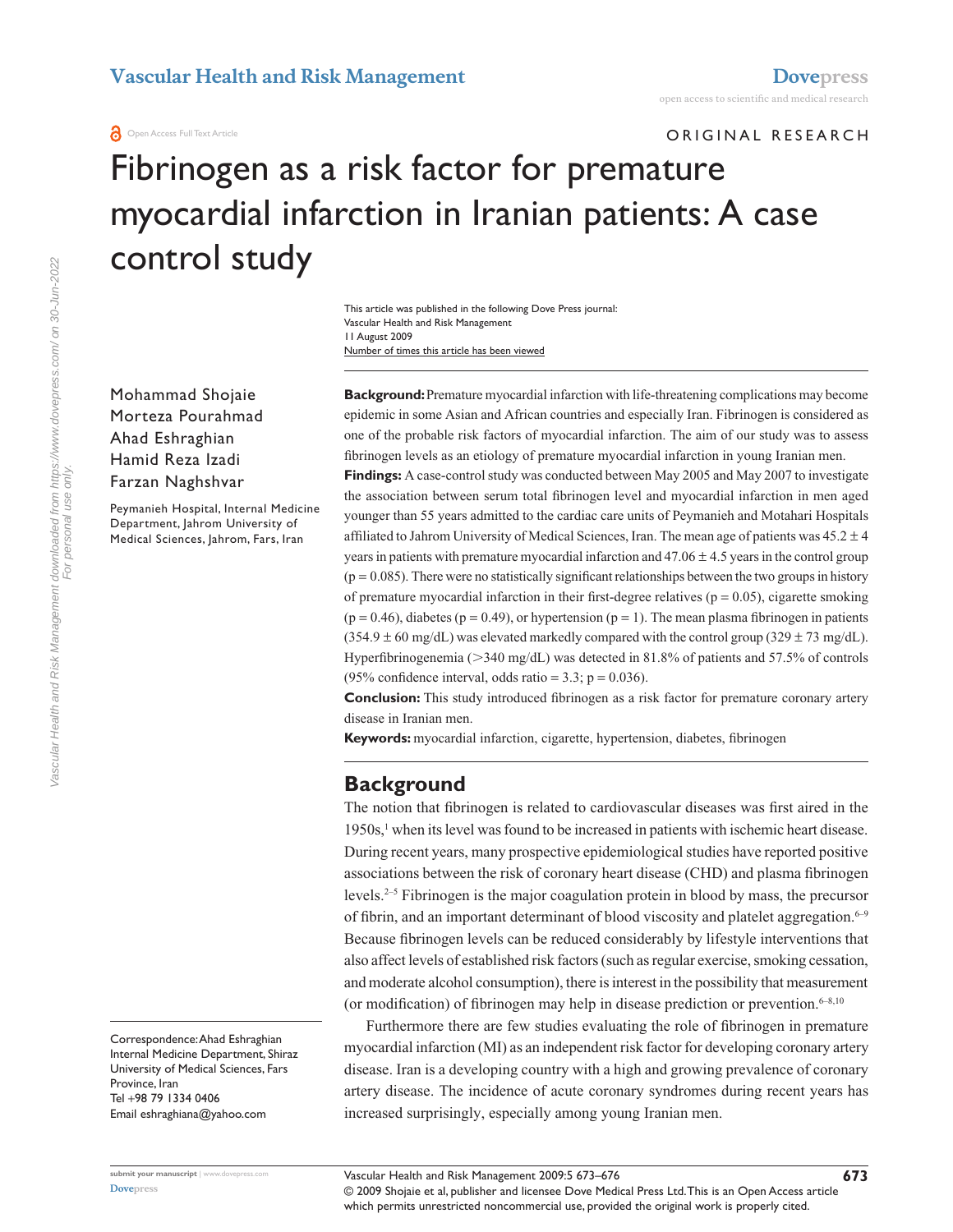ORIGINAL RESEARCH

# Fibrinogen as a risk factor for premature myocardial infarction in Iranian patients: A case control study

This article was published in the following Dove Press journal:
Vascular Health and Risk Management
11 August 2009
Number of times this article has been viewed

Mohammad Shojaie
Morteza Pourahmad
Ahad Eshraghian
Hamid Reza Izadi
Farzan Naghshvar

Peymanieh Hospital, Internal Medicine Department, Jahrom University of Medical Sciences, Jahrom, Fars, Iran

Correspondence: Ahad Eshraghian
Internal Medicine Department, Shiraz University of Medical Sciences, Fars Province, Iran
Tel +98 79 1334 0406
Email eshraghiana@yahoo.com

**Background:** Premature myocardial infarction with life-threatening complications may become epidemic in some Asian and African countries and especially Iran. Fibrinogen is considered as one of the probable risk factors of myocardial infarction. The aim of our study was to assess fibrinogen levels as an etiology of premature myocardial infarction in young Iranian men.

**Findings:** A case-control study was conducted between May 2005 and May 2007 to investigate the association between serum total fibrinogen level and myocardial infarction in men aged younger than 55 years admitted to the cardiac care units of Peymanieh and Motahari Hospitals affiliated to Jahrom University of Medical Sciences, Iran. The mean age of patients was $45.2 \pm 4$ years in patients with premature myocardial infarction and $47.06 \pm 4.5$ years in the control group ($p = 0.085$). There were no statistically significant relationships between the two groups in history of premature myocardial infarction in their first-degree relatives ($p = 0.05$), cigarette smoking ($p = 0.46$), diabetes ($p = 0.49$), or hypertension ($p = 1$). The mean plasma fibrinogen in patients ($354.9 \pm 60$ mg/dL) was elevated markedly compared with the control group ($329 \pm 73$ mg/dL). Hyperfibrinogenemia (>340 mg/dL) was detected in 81.8% of patients and 57.5% of controls (95% confidence interval, odds ratio = 3.3; $p = 0.036$).

**Conclusion:** This study introduced fibrinogen as a risk factor for premature coronary artery disease in Iranian men.

**Keywords:** myocardial infarction, cigarette, hypertension, diabetes, fibrinogen

## Background

The notion that fibrinogen is related to cardiovascular diseases was first aired in the 1950s,[1] when its level was found to be increased in patients with ischemic heart disease. During recent years, many prospective epidemiological studies have reported positive associations between the risk of coronary heart disease (CHD) and plasma fibrinogen levels.[2–5] Fibrinogen is the major coagulation protein in blood by mass, the precursor of fibrin, and an important determinant of blood viscosity and platelet aggregation.[6–9] Because fibrinogen levels can be reduced considerably by lifestyle interventions that also affect levels of established risk factors (such as regular exercise, smoking cessation, and moderate alcohol consumption), there is interest in the possibility that measurement (or modification) of fibrinogen may help in disease prediction or prevention.[6–8,10]

Furthermore there are few studies evaluating the role of fibrinogen in premature myocardial infarction (MI) as an independent risk factor for developing coronary artery disease. Iran is a developing country with a high and growing prevalence of coronary artery disease. The incidence of acute coronary syndromes during recent years has increased surprisingly, especially among young Iranian men.

© 2009 Shojaie et al, publisher and licensee Dove Medical Press Ltd. This is an Open Access article which permits unrestricted noncommercial use, provided the original work is properly cited.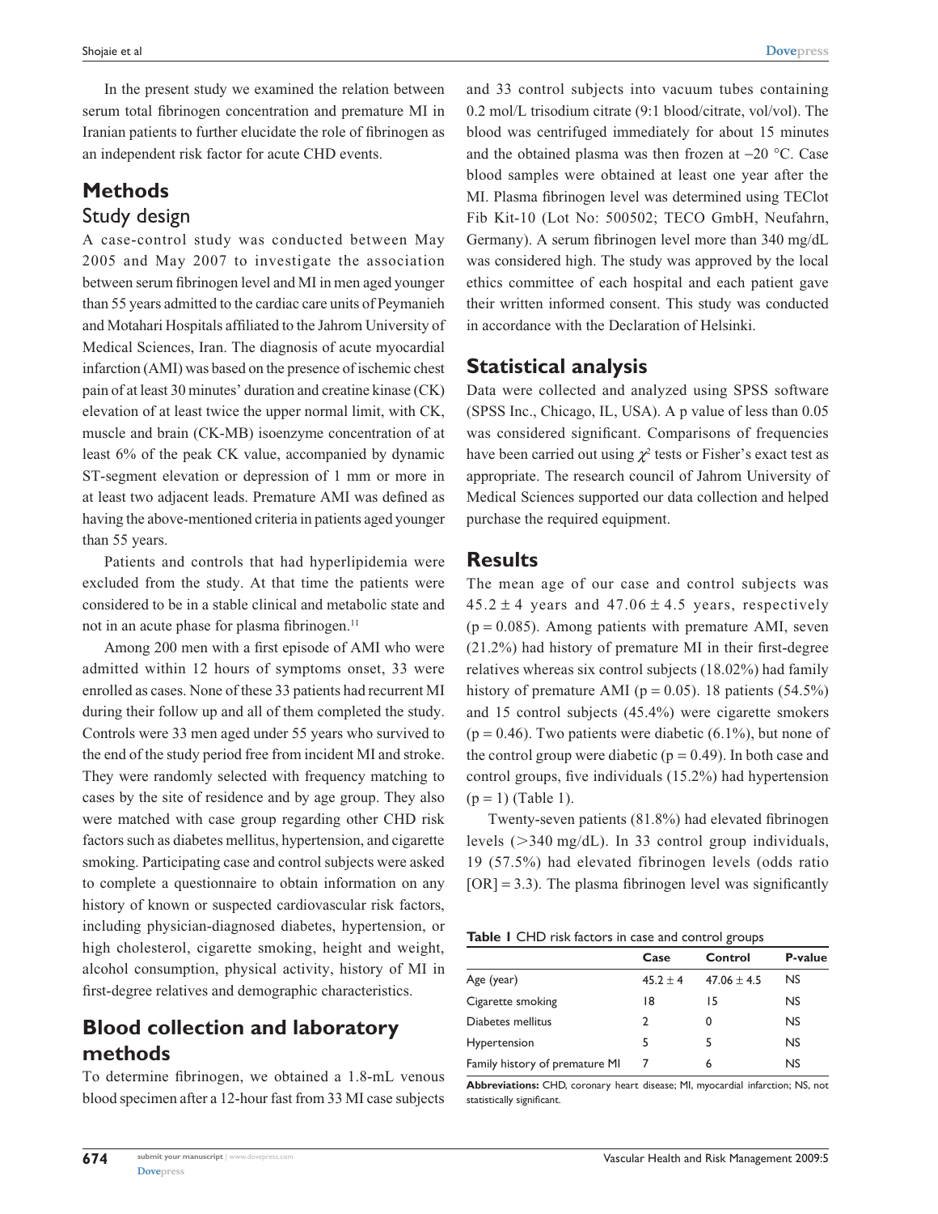In the present study we examined the relation between serum total fibrinogen concentration and premature MI in Iranian patients to further elucidate the role of fibrinogen as an independent risk factor for acute CHD events.

## Methods

### Study design

A case-control study was conducted between May 2005 and May 2007 to investigate the association between serum fibrinogen level and MI in men aged younger than 55 years admitted to the cardiac care units of Peymanieh and Motahari Hospitals affiliated to the Jahrom University of Medical Sciences, Iran. The diagnosis of acute myocardial infarction (AMI) was based on the presence of ischemic chest pain of at least 30 minutes' duration and creatine kinase (CK) elevation of at least twice the upper normal limit, with CK, muscle and brain (CK-MB) isoenzyme concentration of at least 6% of the peak CK value, accompanied by dynamic ST-segment elevation or depression of 1 mm or more in at least two adjacent leads. Premature AMI was defined as having the above-mentioned criteria in patients aged younger than 55 years.

Patients and controls that had hyperlipidemia were excluded from the study. At that time the patients were considered to be in a stable clinical and metabolic state and not in an acute phase for plasma fibrinogen.[11]

Among 200 men with a first episode of AMI who were admitted within 12 hours of symptoms onset, 33 were enrolled as cases. None of these 33 patients had recurrent MI during their follow up and all of them completed the study. Controls were 33 men aged under 55 years who survived to the end of the study period free from incident MI and stroke. They were randomly selected with frequency matching to cases by the site of residence and by age group. They also were matched with case group regarding other CHD risk factors such as diabetes mellitus, hypertension, and cigarette smoking. Participating case and control subjects were asked to complete a questionnaire to obtain information on any history of known or suspected cardiovascular risk factors, including physician-diagnosed diabetes, hypertension, or high cholesterol, cigarette smoking, height and weight, alcohol consumption, physical activity, history of MI in first-degree relatives and demographic characteristics.

## Blood collection and laboratory methods

To determine fibrinogen, we obtained a 1.8-mL venous blood specimen after a 12-hour fast from 33 MI case subjects and 33 control subjects into vacuum tubes containing 0.2 mol/L trisodium citrate (9:1 blood/citrate, vol/vol). The blood was centrifuged immediately for about 15 minutes and the obtained plasma was then frozen at −20 °C. Case blood samples were obtained at least one year after the MI. Plasma fibrinogen level was determined using TEClot Fib Kit-10 (Lot No: 500502; TECO GmbH, Neufahrn, Germany). A serum fibrinogen level more than 340 mg/dL was considered high. The study was approved by the local ethics committee of each hospital and each patient gave their written informed consent. This study was conducted in accordance with the Declaration of Helsinki.

## Statistical analysis

Data were collected and analyzed using SPSS software (SPSS Inc., Chicago, IL, USA). A p value of less than 0.05 was considered significant. Comparisons of frequencies have been carried out using $\chi^2$ tests or Fisher's exact test as appropriate. The research council of Jahrom University of Medical Sciences supported our data collection and helped purchase the required equipment.

## Results

The mean age of our case and control subjects was $45.2 \pm 4$ years and $47.06 \pm 4.5$ years, respectively ($p = 0.085$). Among patients with premature AMI, seven (21.2%) had history of premature MI in their first-degree relatives whereas six control subjects (18.02%) had family history of premature AMI ($p = 0.05$). 18 patients (54.5%) and 15 control subjects (45.4%) were cigarette smokers ($p = 0.46$). Two patients were diabetic (6.1%), but none of the control group were diabetic ($p = 0.49$). In both case and control groups, five individuals (15.2%) had hypertension ($p = 1$) (Table 1).

Twenty-seven patients (81.8%) had elevated fibrinogen levels (>340 mg/dL). In 33 control group individuals, 19 (57.5%) had elevated fibrinogen levels (odds ratio [OR] = 3.3). The plasma fibrinogen level was significantly

**Table 1** CHD risk factors in case and control groups

| | Case | Control | P-value |
|---|---|---|---|
| Age (year) | $45.2 \pm 4$ | $47.06 \pm 4.5$ | NS |
| Cigarette smoking | 18 | 15 | NS |
| Diabetes mellitus | 2 | 0 | NS |
| Hypertension | 5 | 5 | NS |
| Family history of premature MI | 7 | 6 | NS |

**Abbreviations:** CHD, coronary heart disease; MI, myocardial infarction; NS, not statistically significant.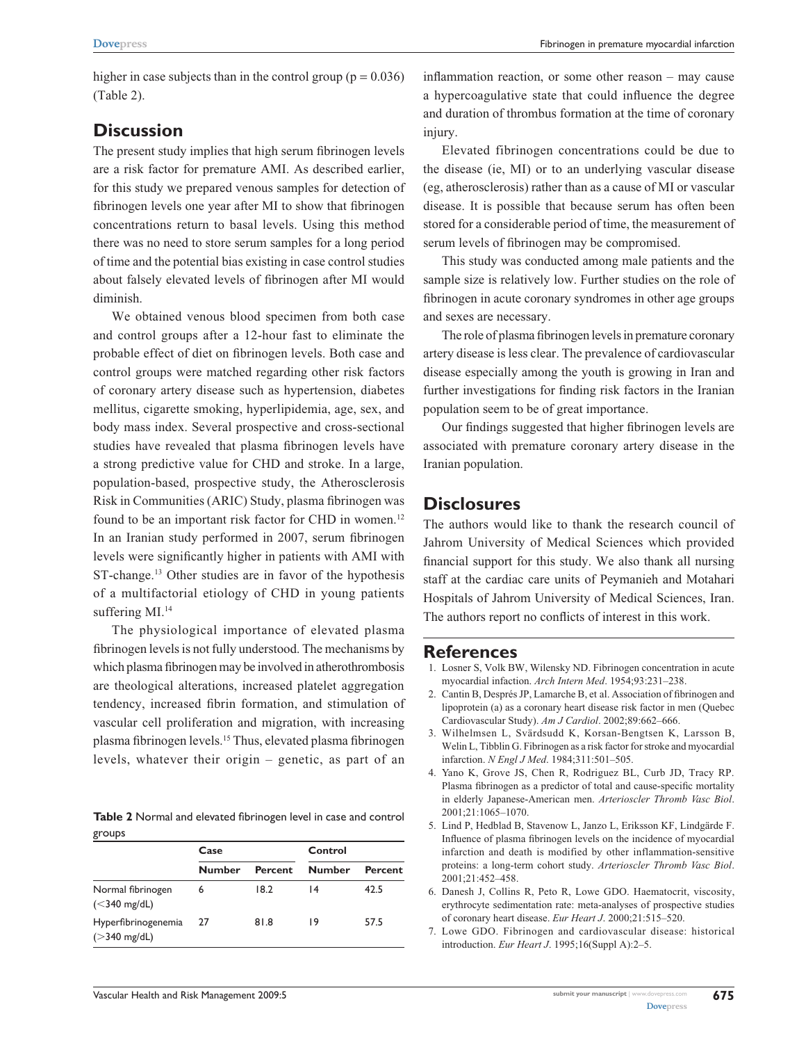higher in case subjects than in the control group ($p = 0.036$) (Table 2).

## Discussion

The present study implies that high serum fibrinogen levels are a risk factor for premature AMI. As described earlier, for this study we prepared venous samples for detection of fibrinogen levels one year after MI to show that fibrinogen concentrations return to basal levels. Using this method there was no need to store serum samples for a long period of time and the potential bias existing in case control studies about falsely elevated levels of fibrinogen after MI would diminish.

We obtained venous blood specimen from both case and control groups after a 12-hour fast to eliminate the probable effect of diet on fibrinogen levels. Both case and control groups were matched regarding other risk factors of coronary artery disease such as hypertension, diabetes mellitus, cigarette smoking, hyperlipidemia, age, sex, and body mass index. Several prospective and cross-sectional studies have revealed that plasma fibrinogen levels have a strong predictive value for CHD and stroke. In a large, population-based, prospective study, the Atherosclerosis Risk in Communities (ARIC) Study, plasma fibrinogen was found to be an important risk factor for CHD in women.[12] In an Iranian study performed in 2007, serum fibrinogen levels were significantly higher in patients with AMI with ST-change.[13] Other studies are in favor of the hypothesis of a multifactorial etiology of CHD in young patients suffering MI.[14]

The physiological importance of elevated plasma fibrinogen levels is not fully understood. The mechanisms by which plasma fibrinogen may be involved in atherothrombosis are theological alterations, increased platelet aggregation tendency, increased fibrin formation, and stimulation of vascular cell proliferation and migration, with increasing plasma fibrinogen levels.[15] Thus, elevated plasma fibrinogen levels, whatever their origin – genetic, as part of an inflammation reaction, or some other reason – may cause a hypercoagulative state that could influence the degree and duration of thrombus formation at the time of coronary injury.

Elevated fibrinogen concentrations could be due to the disease (ie, MI) or to an underlying vascular disease (eg, atherosclerosis) rather than as a cause of MI or vascular disease. It is possible that because serum has often been stored for a considerable period of time, the measurement of serum levels of fibrinogen may be compromised.

This study was conducted among male patients and the sample size is relatively low. Further studies on the role of fibrinogen in acute coronary syndromes in other age groups and sexes are necessary.

The role of plasma fibrinogen levels in premature coronary artery disease is less clear. The prevalence of cardiovascular disease especially among the youth is growing in Iran and further investigations for finding risk factors in the Iranian population seem to be of great importance.

Our findings suggested that higher fibrinogen levels are associated with premature coronary artery disease in the Iranian population.

**Table 2** Normal and elevated fibrinogen level in case and control groups

| | Case | | Control | |
|---|---|---|---|---|
| | Number | Percent | Number | Percent |
| Normal fibrinogen (<340 mg/dL) | 6 | 18.2 | 14 | 42.5 |
| Hyperfibrinogenemia (>340 mg/dL) | 27 | 81.8 | 19 | 57.5 |

## Disclosures

The authors would like to thank the research council of Jahrom University of Medical Sciences which provided financial support for this study. We also thank all nursing staff at the cardiac care units of Peymanieh and Motahari Hospitals of Jahrom University of Medical Sciences, Iran. The authors report no conflicts of interest in this work.

## References

1. Losner S, Volk BW, Wilensky ND. Fibrinogen concentration in acute myocardial infarction. *Arch Intern Med*. 1954;93:231–238.
2. Cantin B, Després JP, Lamarche B, et al. Association of fibrinogen and lipoprotein (a) as a coronary heart disease risk factor in men (Quebec Cardiovascular Study). *Am J Cardiol*. 2002;89:662–666.
3. Wilhelmsen L, Svärdsudd K, Korsan-Bengtsen K, Larsson B, Welin L, Tibblin G. Fibrinogen as a risk factor for stroke and myocardial infarction. *N Engl J Med*. 1984;311:501–505.
4. Yano K, Grove JS, Chen R, Rodriguez BL, Curb JD, Tracy RP. Plasma fibrinogen as a predictor of total and cause-specific mortality in elderly Japanese-American men. *Arterioscler Thromb Vasc Biol*. 2001;21:1065–1070.
5. Lind P, Hedblad B, Stavenow L, Janzo L, Eriksson KF, Lindgärde F. Influence of plasma fibrinogen levels on the incidence of myocardial infarction and death is modified by other inflammation-sensitive proteins: a long-term cohort study. *Arterioscler Thromb Vasc Biol*. 2001;21:452–458.
6. Danesh J, Collins R, Peto R, Lowe GDO. Haematocrit, viscosity, erythrocyte sedimentation rate: meta-analyses of prospective studies of coronary heart disease. *Eur Heart J*. 2000;21:515–520.
7. Lowe GDO. Fibrinogen and cardiovascular disease: historical introduction. *Eur Heart J*. 1995;16(Suppl A):2–5.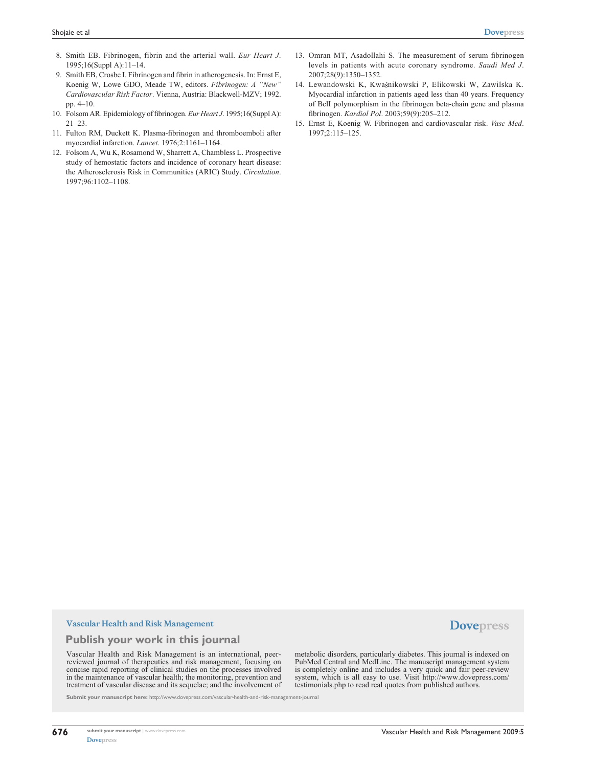8. Smith EB. Fibrinogen, fibrin and the arterial wall. *Eur Heart J*. 1995;16(Suppl A):11–14.
9. Smith EB, Crosbe I. Fibrinogen and fibrin in atherogenesis. In: Ernst E, Koenig W, Lowe GDO, Meade TW, editors. *Fibrinogen: A "New" Cardiovascular Risk Factor*. Vienna, Austria: Blackwell-MZV; 1992. pp. 4–10.
10. Folsom AR. Epidemiology of fibrinogen. *Eur Heart J*. 1995;16(Suppl A): 21–23.
11. Fulton RM, Duckett K. Plasma-fibrinogen and thromboemboli after myocardial infarction. *Lancet*. 1976;2:1161–1164.
12. Folsom A, Wu K, Rosamond W, Sharrett A, Chambless L. Prospective study of hemostatic factors and incidence of coronary heart disease: the Atherosclerosis Risk in Communities (ARIC) Study. *Circulation*. 1997;96:1102–1108.
13. Omran MT, Asadollahi S. The measurement of serum fibrinogen levels in patients with acute coronary syndrome. *Saudi Med J*. 2007;28(9):1350–1352.
14. Lewandowski K, Kwaśnikowski P, Elikowski W, Zawilska K. Myocardial infarction in patients aged less than 40 years. Frequency of BclI polymorphism in the fibrinogen beta-chain gene and plasma fibrinogen. *Kardiol Pol*. 2003;59(9):205–212.
15. Ernst E, Koenig W. Fibrinogen and cardiovascular risk. *Vasc Med*. 1997;2:115–125.

**Vascular Health and Risk Management**

**Dovepress**

## Publish your work in this journal

Vascular Health and Risk Management is an international, peer-reviewed journal of therapeutics and risk management, focusing on concise rapid reporting of clinical studies on the processes involved in the maintenance of vascular health; the monitoring, prevention and treatment of vascular disease and its sequelae; and the involvement of metabolic disorders, particularly diabetes. This journal is indexed on PubMed Central and MedLine. The manuscript management system is completely online and includes a very quick and fair peer-review system, which is all easy to use. Visit http://www.dovepress.com/testimonials.php to read real quotes from published authors.

**Submit your manuscript here:** http://www.dovepress.com/vascular-health-and-risk-management-journal